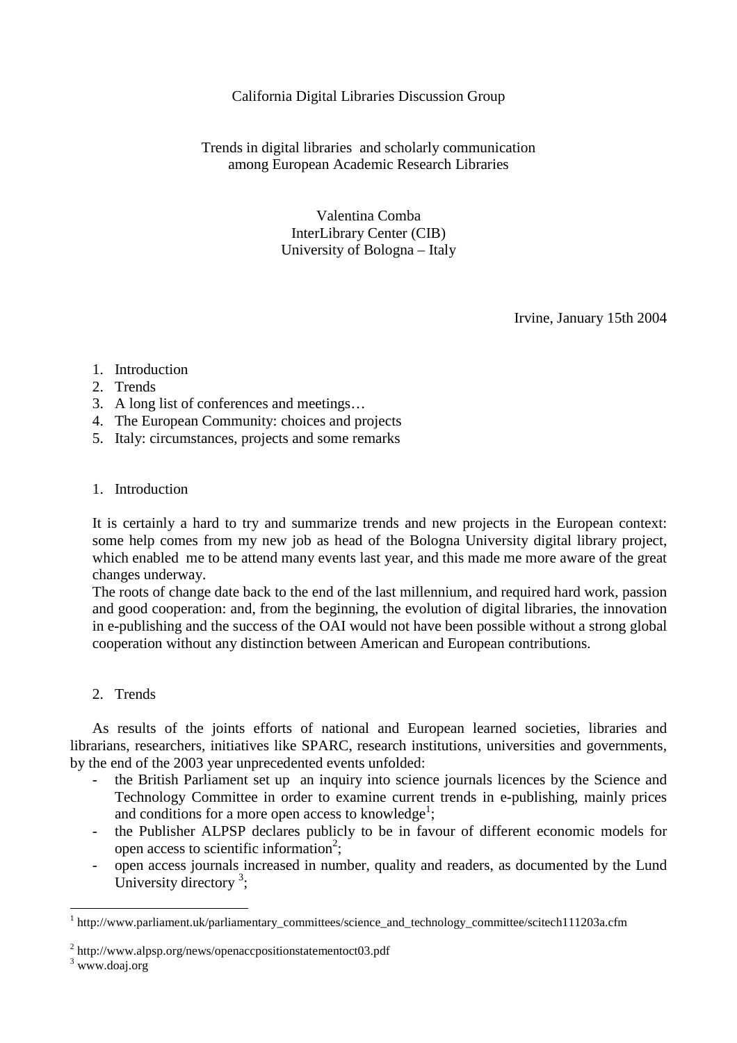California Digital Libraries Discussion Group

Trends in digital libraries and scholarly communication among European Academic Research Libraries

Valentina Comba
InterLibrary Center (CIB)
University of Bologna – Italy

Irvine, January 15th 2004

1. Introduction
2. Trends
3. A long list of conferences and meetings…
4. The European Community: choices and projects
5. Italy: circumstances, projects and some remarks

## 1. Introduction

It is certainly a hard to try and summarize trends and new projects in the European context: some help comes from my new job as head of the Bologna University digital library project, which enabled me to be attend many events last year, and this made me more aware of the great changes underway.

The roots of change date back to the end of the last millennium, and required hard work, passion and good cooperation: and, from the beginning, the evolution of digital libraries, the innovation in e-publishing and the success of the OAI would not have been possible without a strong global cooperation without any distinction between American and European contributions.

## 2. Trends

As results of the joints efforts of national and European learned societies, libraries and librarians, researchers, initiatives like SPARC, research institutions, universities and governments, by the end of the 2003 year unprecedented events unfolded:

- the British Parliament set up an inquiry into science journals licences by the Science and Technology Committee in order to examine current trends in e-publishing, mainly prices and conditions for a more open access to knowledge[1];
- the Publisher ALPSP declares publicly to be in favour of different economic models for open access to scientific information[2];
- open access journals increased in number, quality and readers, as documented by the Lund University directory [3];

[1] http://www.parliament.uk/parliamentary_committees/science_and_technology_committee/scitech111203a.cfm

[2] http://www.alpsp.org/news/openaccpositionstatementoct03.pdf

[3] www.doaj.org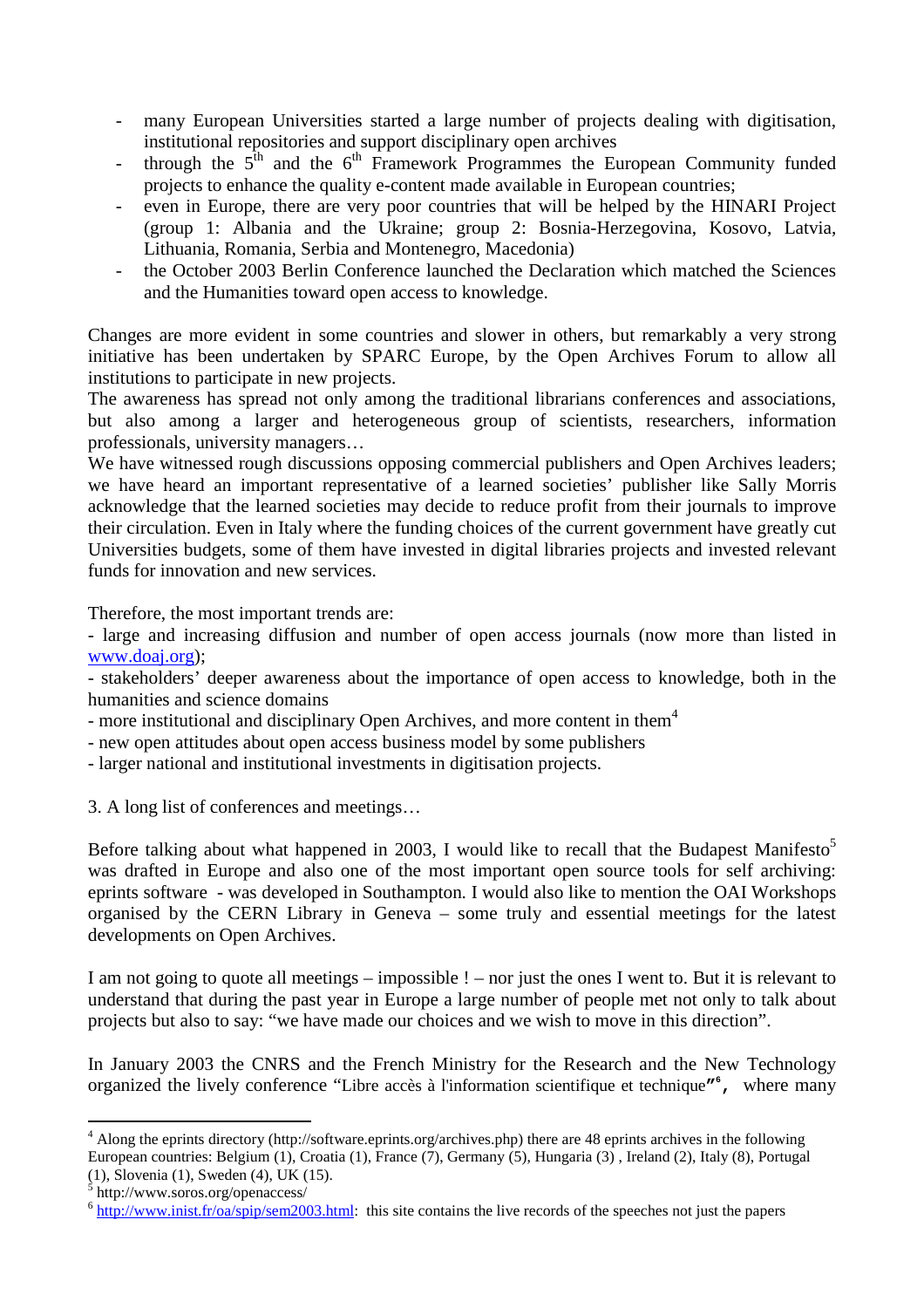- many European Universities started a large number of projects dealing with digitisation, institutional repositories and support disciplinary open archives
- through the 5[th] and the 6[th] Framework Programmes the European Community funded projects to enhance the quality e-content made available in European countries;
- even in Europe, there are very poor countries that will be helped by the HINARI Project (group 1: Albania and the Ukraine; group 2: Bosnia-Herzegovina, Kosovo, Latvia, Lithuania, Romania, Serbia and Montenegro, Macedonia)
- the October 2003 Berlin Conference launched the Declaration which matched the Sciences and the Humanities toward open access to knowledge.

Changes are more evident in some countries and slower in others, but remarkably a very strong initiative has been undertaken by SPARC Europe, by the Open Archives Forum to allow all institutions to participate in new projects.
The awareness has spread not only among the traditional librarians conferences and associations, but also among a larger and heterogeneous group of scientists, researchers, information professionals, university managers…
We have witnessed rough discussions opposing commercial publishers and Open Archives leaders; we have heard an important representative of a learned societies' publisher like Sally Morris acknowledge that the learned societies may decide to reduce profit from their journals to improve their circulation. Even in Italy where the funding choices of the current government have greatly cut Universities budgets, some of them have invested in digital libraries projects and invested relevant funds for innovation and new services.

Therefore, the most important trends are:
- large and increasing diffusion and number of open access journals (now more than listed in www.doaj.org);
- stakeholders' deeper awareness about the importance of open access to knowledge, both in the humanities and science domains
- more institutional and disciplinary Open Archives, and more content in them[4]
- new open attitudes about open access business model by some publishers
- larger national and institutional investments in digitisation projects.

3. A long list of conferences and meetings…

Before talking about what happened in 2003, I would like to recall that the Budapest Manifesto[5] was drafted in Europe and also one of the most important open source tools for self archiving: eprints software - was developed in Southampton. I would also like to mention the OAI Workshops organised by the CERN Library in Geneva – some truly and essential meetings for the latest developments on Open Archives.

I am not going to quote all meetings – impossible ! – nor just the ones I went to. But it is relevant to understand that during the past year in Europe a large number of people met not only to talk about projects but also to say: "we have made our choices and we wish to move in this direction".

In January 2003 the CNRS and the French Ministry for the Research and the New Technology organized the lively conference "Libre accès à l'information scientifique et technique"[6], where many

---

[4] Along the eprints directory (http://software.eprints.org/archives.php) there are 48 eprints archives in the following European countries: Belgium (1), Croatia (1), France (7), Germany (5), Hungaria (3) , Ireland (2), Italy (8), Portugal (1), Slovenia (1), Sweden (4), UK (15).

[5] http://www.soros.org/openaccess/

[6] http://www.inist.fr/oa/spip/sem2003.html: this site contains the live records of the speeches not just the papers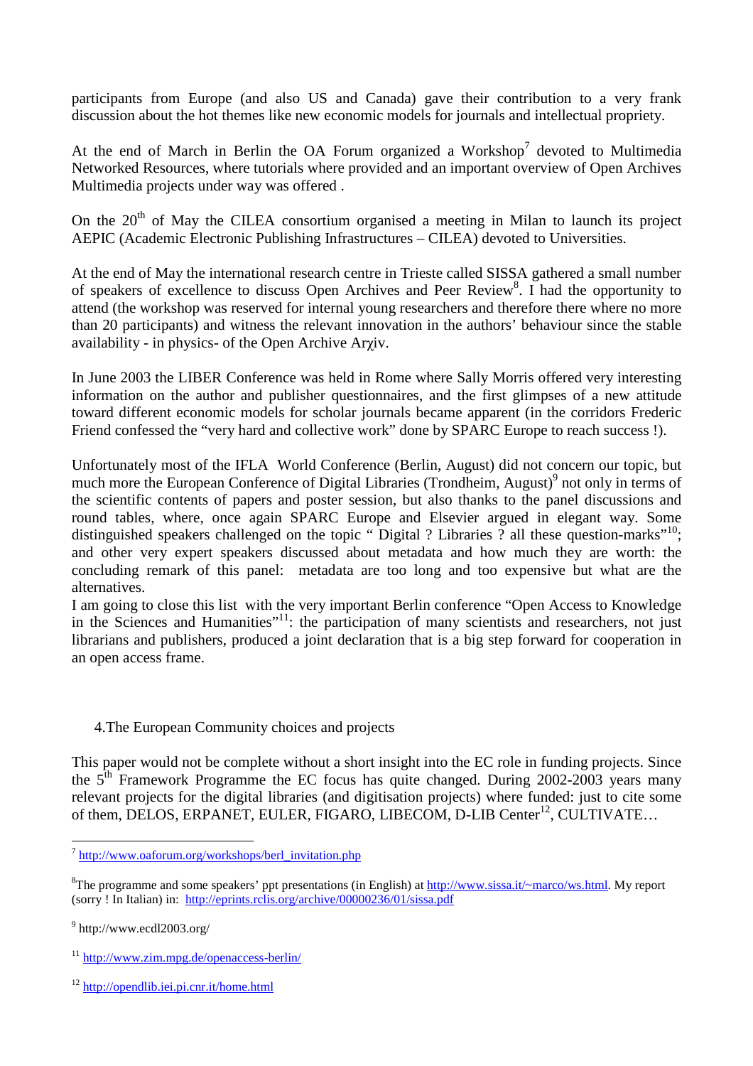participants from Europe (and also US and Canada) gave their contribution to a very frank discussion about the hot themes like new economic models for journals and intellectual propriety.

At the end of March in Berlin the OA Forum organized a Workshop[7] devoted to Multimedia Networked Resources, where tutorials where provided and an important overview of Open Archives Multimedia projects under way was offered .

On the 20th of May the CILEA consortium organised a meeting in Milan to launch its project AEPIC (Academic Electronic Publishing Infrastructures – CILEA) devoted to Universities.

At the end of May the international research centre in Trieste called SISSA gathered a small number of speakers of excellence to discuss Open Archives and Peer Review[8]. I had the opportunity to attend (the workshop was reserved for internal young researchers and therefore there where no more than 20 participants) and witness the relevant innovation in the authors' behaviour since the stable availability - in physics- of the Open Archive Arχiv.

In June 2003 the LIBER Conference was held in Rome where Sally Morris offered very interesting information on the author and publisher questionnaires, and the first glimpses of a new attitude toward different economic models for scholar journals became apparent (in the corridors Frederic Friend confessed the "very hard and collective work" done by SPARC Europe to reach success !).

Unfortunately most of the IFLA World Conference (Berlin, August) did not concern our topic, but much more the European Conference of Digital Libraries (Trondheim, August)[9] not only in terms of the scientific contents of papers and poster session, but also thanks to the panel discussions and round tables, where, once again SPARC Europe and Elsevier argued in elegant way. Some distinguished speakers challenged on the topic " Digital ? Libraries ? all these question-marks"[10]; and other very expert speakers discussed about metadata and how much they are worth: the concluding remark of this panel: metadata are too long and too expensive but what are the alternatives.

I am going to close this list with the very important Berlin conference "Open Access to Knowledge in the Sciences and Humanities"[11]: the participation of many scientists and researchers, not just librarians and publishers, produced a joint declaration that is a big step forward for cooperation in an open access frame.

## 4.The European Community choices and projects

This paper would not be complete without a short insight into the EC role in funding projects. Since the 5th Framework Programme the EC focus has quite changed. During 2002-2003 years many relevant projects for the digital libraries (and digitisation projects) where funded: just to cite some of them, DELOS, ERPANET, EULER, FIGARO, LIBECOM, D-LIB Center[12], CULTIVATE…

---

[7] http://www.oaforum.org/workshops/berl_invitation.php

[8] The programme and some speakers' ppt presentations (in English) at http://www.sissa.it/~marco/ws.html. My report (sorry ! In Italian) in: http://eprints.rclis.org/archive/00000236/01/sissa.pdf

[9] http://www.ecdl2003.org/

[11] http://www.zim.mpg.de/openaccess-berlin/

[12] http://opendlib.iei.pi.cnr.it/home.html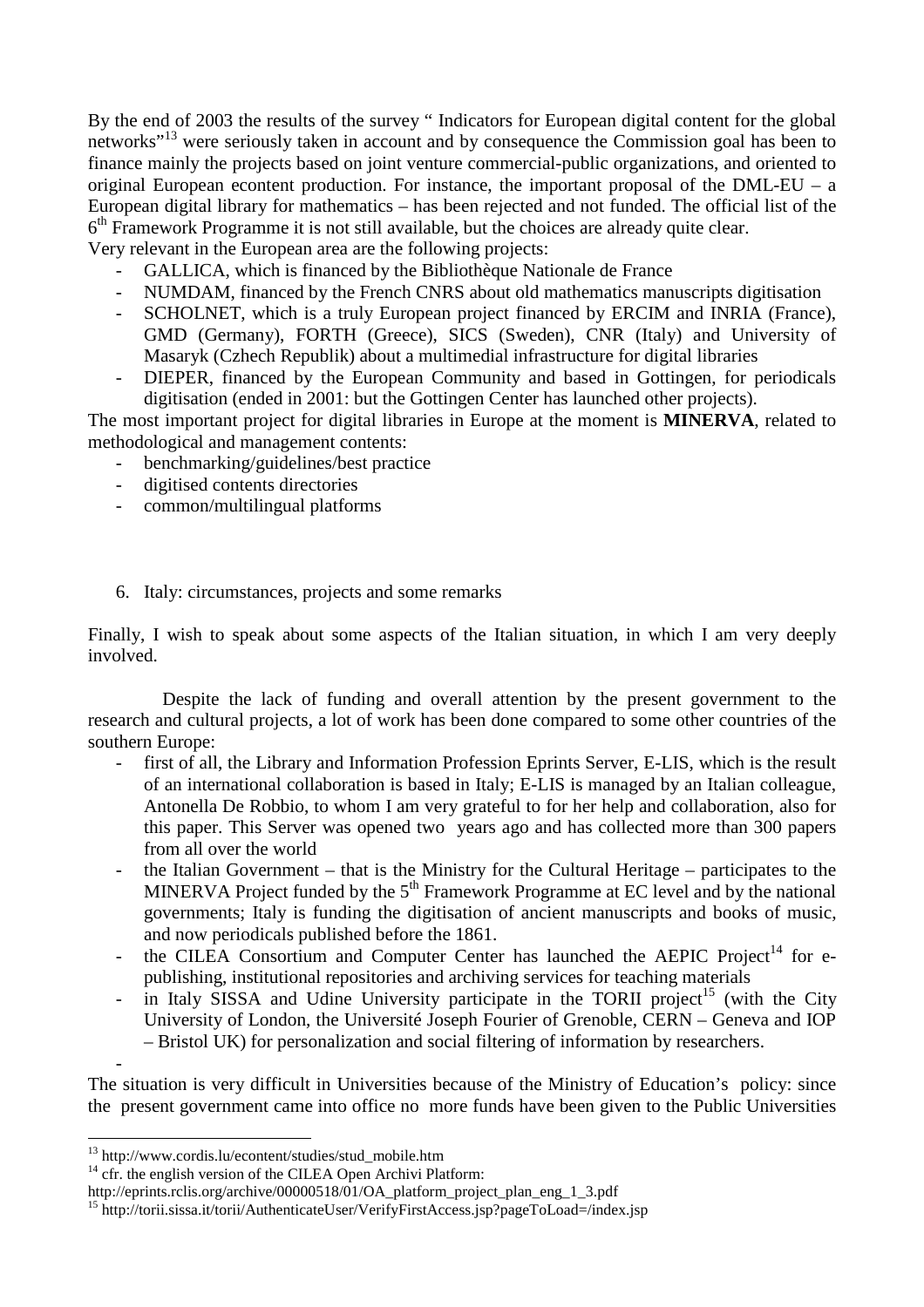By the end of 2003 the results of the survey " Indicators for European digital content for the global networks"[13] were seriously taken in account and by consequence the Commission goal has been to finance mainly the projects based on joint venture commercial-public organizations, and oriented to original European econtent production. For instance, the important proposal of the DML-EU – a European digital library for mathematics – has been rejected and not funded. The official list of the 6th Framework Programme it is not still available, but the choices are already quite clear.

Very relevant in the European area are the following projects:

- GALLICA, which is financed by the Bibliothèque Nationale de France
- NUMDAM, financed by the French CNRS about old mathematics manuscripts digitisation
- SCHOLNET, which is a truly European project financed by ERCIM and INRIA (France), GMD (Germany), FORTH (Greece), SICS (Sweden), CNR (Italy) and University of Masaryk (Czhech Republik) about a multimedial infrastructure for digital libraries
- DIEPER, financed by the European Community and based in Gottingen, for periodicals digitisation (ended in 2001: but the Gottingen Center has launched other projects).

The most important project for digital libraries in Europe at the moment is **MINERVA**, related to methodological and management contents:

- benchmarking/guidelines/best practice
- digitised contents directories
- common/multilingual platforms

## 6. Italy: circumstances, projects and some remarks

Finally, I wish to speak about some aspects of the Italian situation, in which I am very deeply involved.

Despite the lack of funding and overall attention by the present government to the research and cultural projects, a lot of work has been done compared to some other countries of the southern Europe:

- first of all, the Library and Information Profession Eprints Server, E-LIS, which is the result of an international collaboration is based in Italy; E-LIS is managed by an Italian colleague, Antonella De Robbio, to whom I am very grateful to for her help and collaboration, also for this paper. This Server was opened two years ago and has collected more than 300 papers from all over the world
- the Italian Government – that is the Ministry for the Cultural Heritage – participates to the MINERVA Project funded by the 5th Framework Programme at EC level and by the national governments; Italy is funding the digitisation of ancient manuscripts and books of music, and now periodicals published before the 1861.
- the CILEA Consortium and Computer Center has launched the AEPIC Project[14] for e-publishing, institutional repositories and archiving services for teaching materials
- in Italy SISSA and Udine University participate in the TORII project[15] (with the City University of London, the Université Joseph Fourier of Grenoble, CERN – Geneva and IOP – Bristol UK) for personalization and social filtering of information by researchers.
-

The situation is very difficult in Universities because of the Ministry of Education's policy: since the present government came into office no more funds have been given to the Public Universities

---

[13] http://www.cordis.lu/econtent/studies/stud_mobile.htm

[14] cfr. the english version of the CILEA Open Archivi Platform: http://eprints.rclis.org/archive/00000518/01/OA_platform_project_plan_eng_1_3.pdf

[15] http://torii.sissa.it/torii/AuthenticateUser/VerifyFirstAccess.jsp?pageToLoad=/index.jsp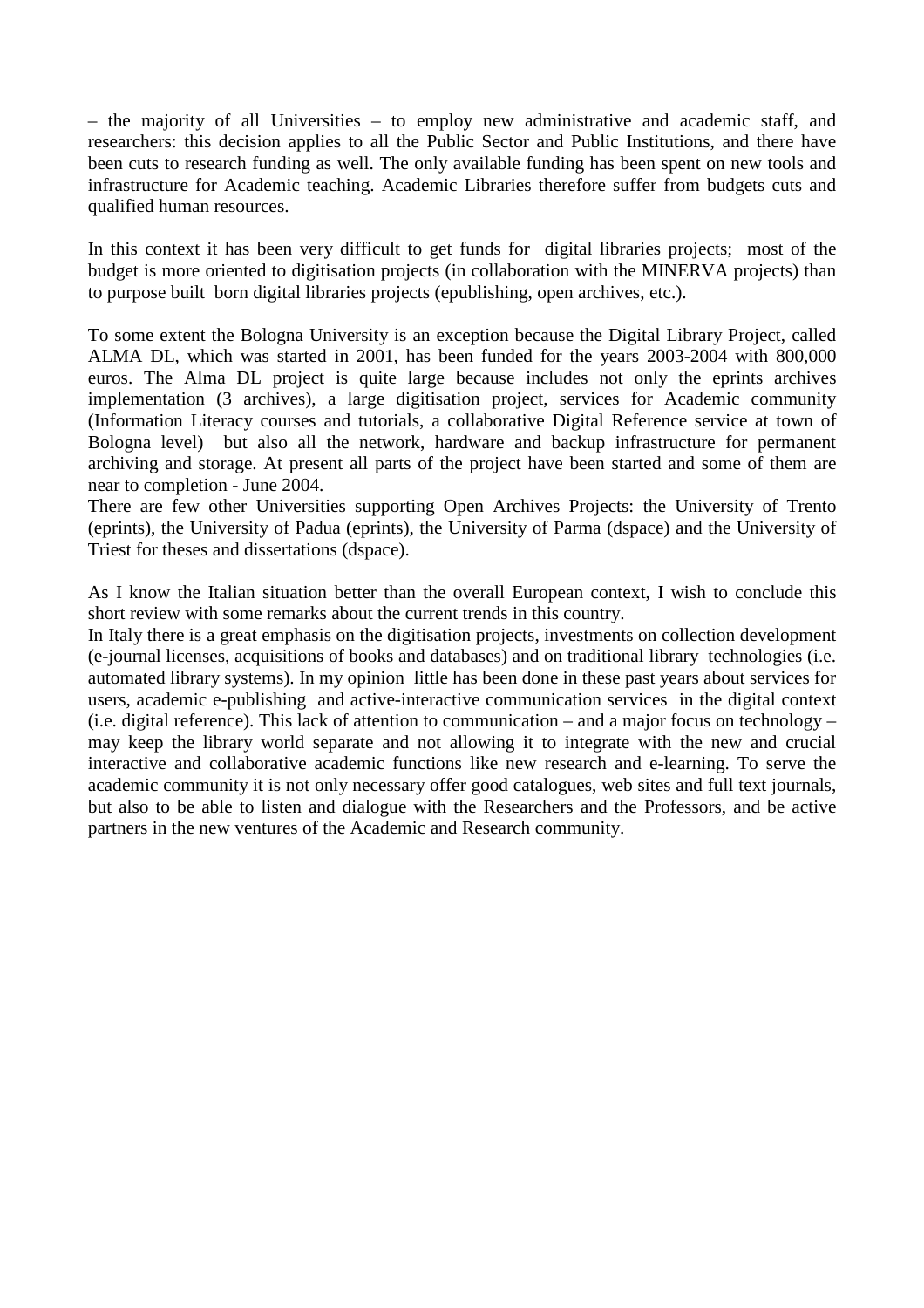– the majority of all Universities – to employ new administrative and academic staff, and researchers: this decision applies to all the Public Sector and Public Institutions, and there have been cuts to research funding as well. The only available funding has been spent on new tools and infrastructure for Academic teaching. Academic Libraries therefore suffer from budgets cuts and qualified human resources.

In this context it has been very difficult to get funds for digital libraries projects; most of the budget is more oriented to digitisation projects (in collaboration with the MINERVA projects) than to purpose built born digital libraries projects (epublishing, open archives, etc.).

To some extent the Bologna University is an exception because the Digital Library Project, called ALMA DL, which was started in 2001, has been funded for the years 2003-2004 with 800,000 euros. The Alma DL project is quite large because includes not only the eprints archives implementation (3 archives), a large digitisation project, services for Academic community (Information Literacy courses and tutorials, a collaborative Digital Reference service at town of Bologna level) but also all the network, hardware and backup infrastructure for permanent archiving and storage. At present all parts of the project have been started and some of them are near to completion - June 2004.
There are few other Universities supporting Open Archives Projects: the University of Trento (eprints), the University of Padua (eprints), the University of Parma (dspace) and the University of Triest for theses and dissertations (dspace).

As I know the Italian situation better than the overall European context, I wish to conclude this short review with some remarks about the current trends in this country.
In Italy there is a great emphasis on the digitisation projects, investments on collection development (e-journal licenses, acquisitions of books and databases) and on traditional library technologies (i.e. automated library systems). In my opinion little has been done in these past years about services for users, academic e-publishing and active-interactive communication services in the digital context (i.e. digital reference). This lack of attention to communication – and a major focus on technology – may keep the library world separate and not allowing it to integrate with the new and crucial interactive and collaborative academic functions like new research and e-learning. To serve the academic community it is not only necessary offer good catalogues, web sites and full text journals, but also to be able to listen and dialogue with the Researchers and the Professors, and be active partners in the new ventures of the Academic and Research community.